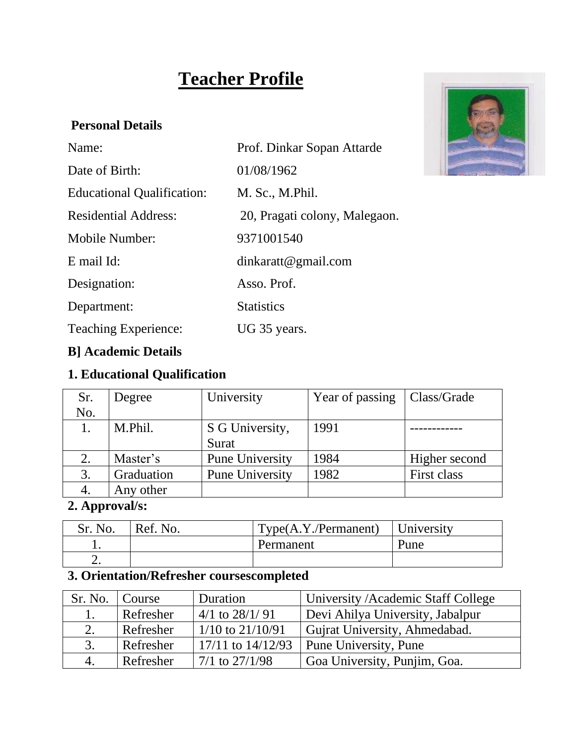# Teacher Profile

**Personal Details**

| | |
|---|---|
| Name: | Prof. Dinkar Sopan Attarde |
| Date of Birth: | 01/08/1962 |
| Educational Qualification: | M. Sc., M.Phil. |
| Residential Address: | 20, Pragati colony, Malegaon. |
| Mobile Number: | 9371001540 |
| E mail Id: | dinkaratt@gmail.com |
| Designation: | Asso. Prof. |
| Department: | Statistics |
| Teaching Experience: | UG 35 years. |

**B] Academic Details**

**1. Educational Qualification**

| Sr. No. | Degree | University | Year of passing | Class/Grade |
|---|---|---|---|---|
| 1. | M.Phil. | S G University, Surat | 1991 | ------------ |
| 2. | Master's | Pune University | 1984 | Higher second |
| 3. | Graduation | Pune University | 1982 | First class |
| 4. | Any other | | | |

**2. Approval/s:**

| Sr. No. | Ref. No. | Type(A.Y./Permanent) | University |
|---|---|---|---|
| 1. | | Permanent | Pune |
| 2. | | | |

**3. Orientation/Refresher coursescompleted**

| Sr. No. | Course | Duration | University /Academic Staff College |
|---|---|---|---|
| 1. | Refresher | 4/1 to 28/1/ 91 | Devi Ahilya University, Jabalpur |
| 2. | Refresher | 1/10 to 21/10/91 | Gujrat University, Ahmedabad. |
| 3. | Refresher | 17/11 to 14/12/93 | Pune University, Pune |
| 4. | Refresher | 7/1 to 27/1/98 | Goa University, Punjim, Goa. |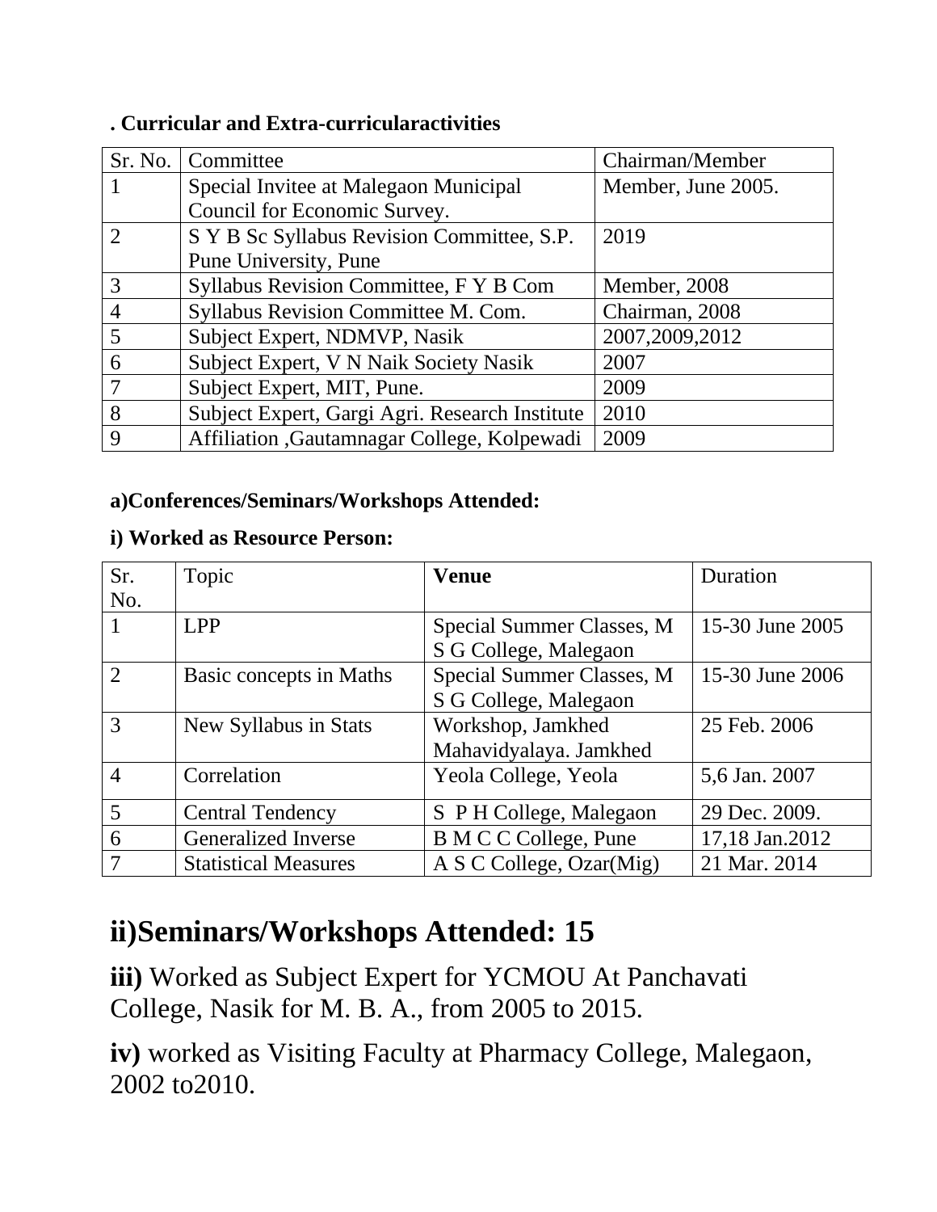**. Curricular and Extra-curricularactivities**

| Sr. No. | Committee | Chairman/Member |
|---|---|---|
| 1 | Special Invitee at Malegaon Municipal Council for Economic Survey. | Member, June 2005. |
| 2 | S Y B Sc Syllabus Revision Committee, S.P. Pune University, Pune | 2019 |
| 3 | Syllabus Revision Committee, F Y B Com | Member, 2008 |
| 4 | Syllabus Revision Committee M. Com. | Chairman, 2008 |
| 5 | Subject Expert, NDMVP, Nasik | 2007,2009,2012 |
| 6 | Subject Expert, V N Naik Society Nasik | 2007 |
| 7 | Subject Expert, MIT, Pune. | 2009 |
| 8 | Subject Expert, Gargi Agri. Research Institute | 2010 |
| 9 | Affiliation ,Gautamnagar College, Kolpewadi | 2009 |

**a)Conferences/Seminars/Workshops Attended:**

**i) Worked as Resource Person:**

| Sr. No. | Topic | **Venue** | Duration |
|---|---|---|---|
| 1 | LPP | Special Summer Classes, M S G College, Malegaon | 15-30 June 2005 |
| 2 | Basic concepts in Maths | Special Summer Classes, M S G College, Malegaon | 15-30 June 2006 |
| 3 | New Syllabus in Stats | Workshop, Jamkhed Mahavidyalaya. Jamkhed | 25 Feb. 2006 |
| 4 | Correlation | Yeola College, Yeola | 5,6 Jan. 2007 |
| 5 | Central Tendency | S P H College, Malegaon | 29 Dec. 2009. |
| 6 | Generalized Inverse | B M C C College, Pune | 17,18 Jan.2012 |
| 7 | Statistical Measures | A S C College, Ozar(Mig) | 21 Mar. 2014 |

## ii)Seminars/Workshops Attended: 15

**iii)** Worked as Subject Expert for YCMOU At Panchavati College, Nasik for M. B. A., from 2005 to 2015.

**iv)** worked as Visiting Faculty at Pharmacy College, Malegaon, 2002 to2010.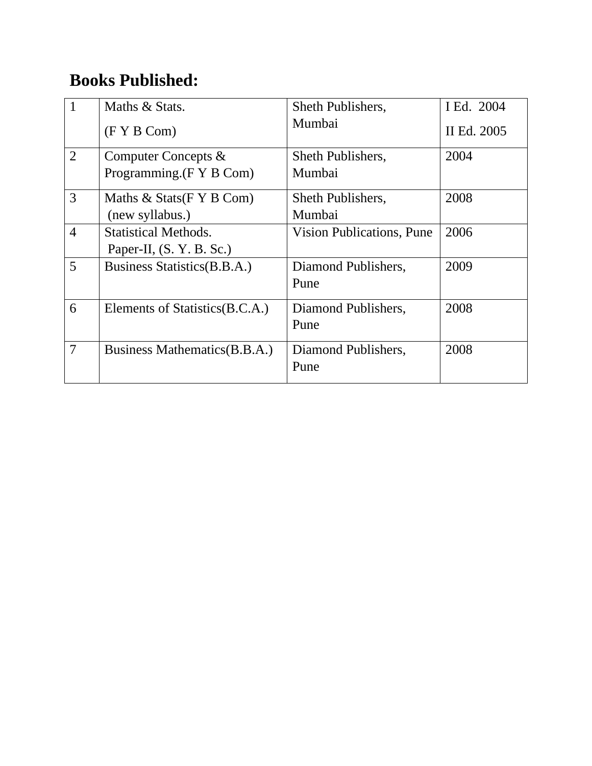## Books Published:

| | | | |
|---|---|---|---|
| 1 | Maths & Stats. (F Y B Com) | Sheth Publishers, Mumbai | I Ed. 2004 II Ed. 2005 |
| 2 | Computer Concepts & Programming.(F Y B Com) | Sheth Publishers, Mumbai | 2004 |
| 3 | Maths & Stats(F Y B Com) (new syllabus.) | Sheth Publishers, Mumbai | 2008 |
| 4 | Statistical Methods. Paper-II, (S. Y. B. Sc.) | Vision Publications, Pune | 2006 |
| 5 | Business Statistics(B.B.A.) | Diamond Publishers, Pune | 2009 |
| 6 | Elements of Statistics(B.C.A.) | Diamond Publishers, Pune | 2008 |
| 7 | Business Mathematics(B.B.A.) | Diamond Publishers, Pune | 2008 |